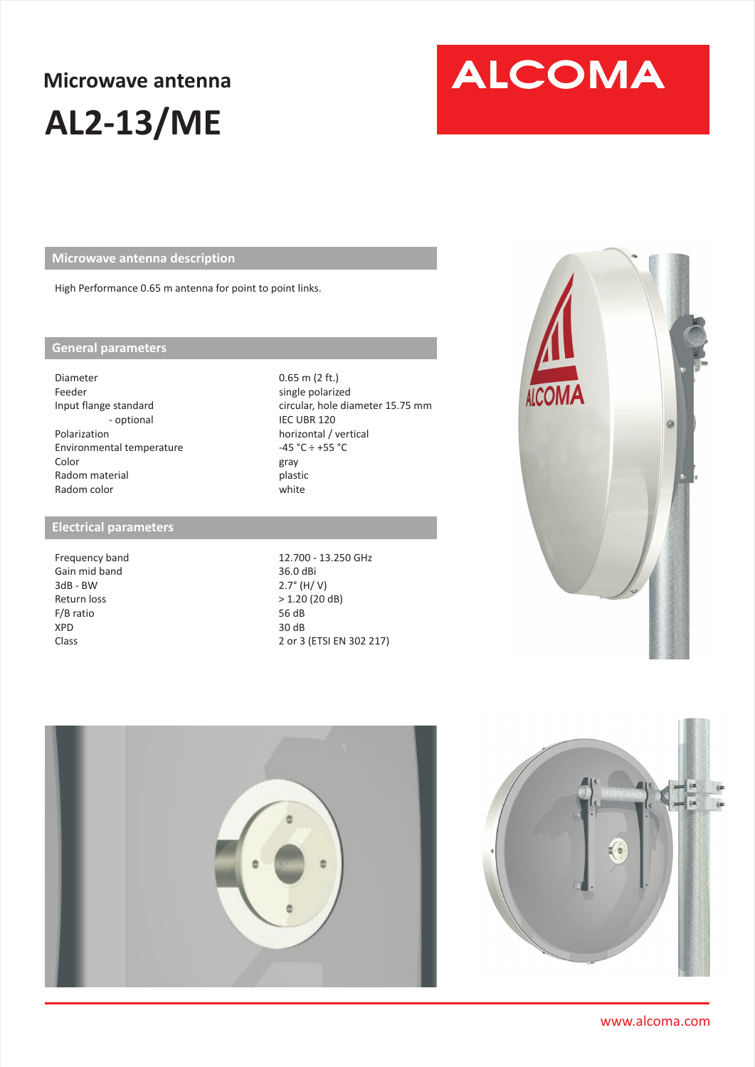# Microwave antenna

# AL2-13/ME

ALCOMA

## Microwave antenna description

High Performance 0.65 m antenna for point to point links.

## General parameters

| | |
|---|---|
| Diameter | 0.65 m (2 ft.) |
| Feeder | single polarized |
| Input flange standard | circular, hole diameter 15.75 mm |
| - optional | IEC UBR 120 |
| Polarization | horizontal / vertical |
| Environmental temperature | -45 °C ÷ +55 °C |
| Color | gray |
| Radom material | plastic |
| Radom color | white |

## Electrical parameters

| | |
|---|---|
| Frequency band | 12.700 - 13.250 GHz |
| Gain mid band | 36.0 dBi |
| 3dB - BW | 2.7° (H/ V) |
| Return loss | > 1.20 (20 dB) |
| F/B ratio | 56 dB |
| XPD | 30 dB |
| Class | 2 or 3 (ETSI EN 302 217) |

www.alcoma.com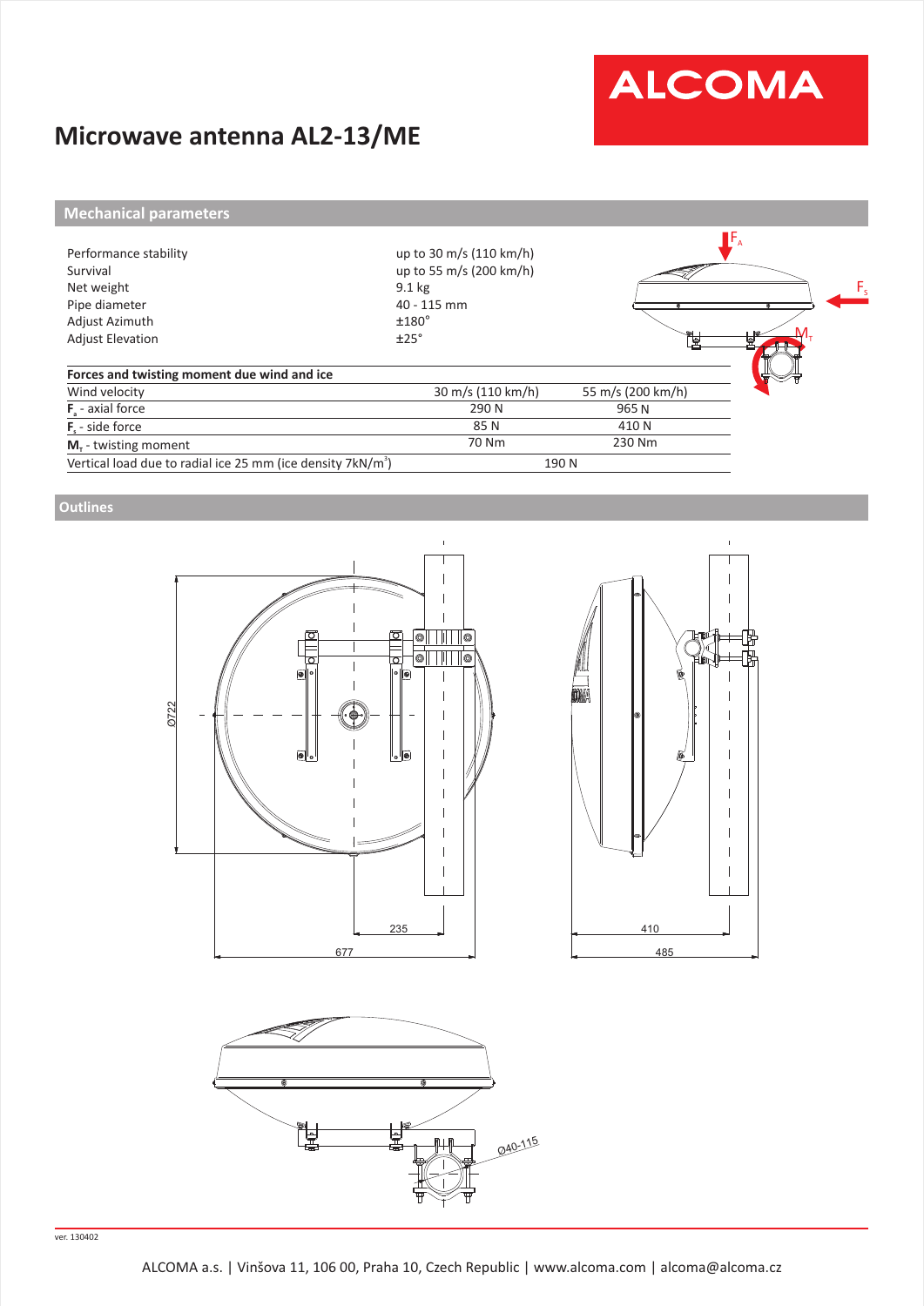# Microwave antenna AL2-13/ME

## Mechanical parameters

| | |
|---|---|
| Performance stability | up to 30 m/s (110 km/h) |
| Survival | up to 55 m/s (200 km/h) |
| Net weight | 9.1 kg |
| Pipe diameter | 40 - 115 mm |
| Adjust Azimuth | ±180° |
| Adjust Elevation | ±25° |

$F_A$

$F_S$

$M_T$

| Forces and twisting moment due wind and ice | | |
|---|---|---|
| Wind velocity | 30 m/s (110 km/h) | 55 m/s (200 km/h) |
| $F_a$ - axial force | 290 N | 965 N |
| $F_s$ - side force | 85 N | 410 N |
| $M_T$ - twisting moment | 70 Nm | 230 Nm |
| Vertical load due to radial ice 25 mm (ice density 7kN/m$^3$) | 190 N | |

## Outlines

Ø722

235

677

410

485

Ø40-115

ver. 130402

ALCOMA a.s. | Vinšova 11, 106 00, Praha 10, Czech Republic | www.alcoma.com | alcoma@alcoma.cz